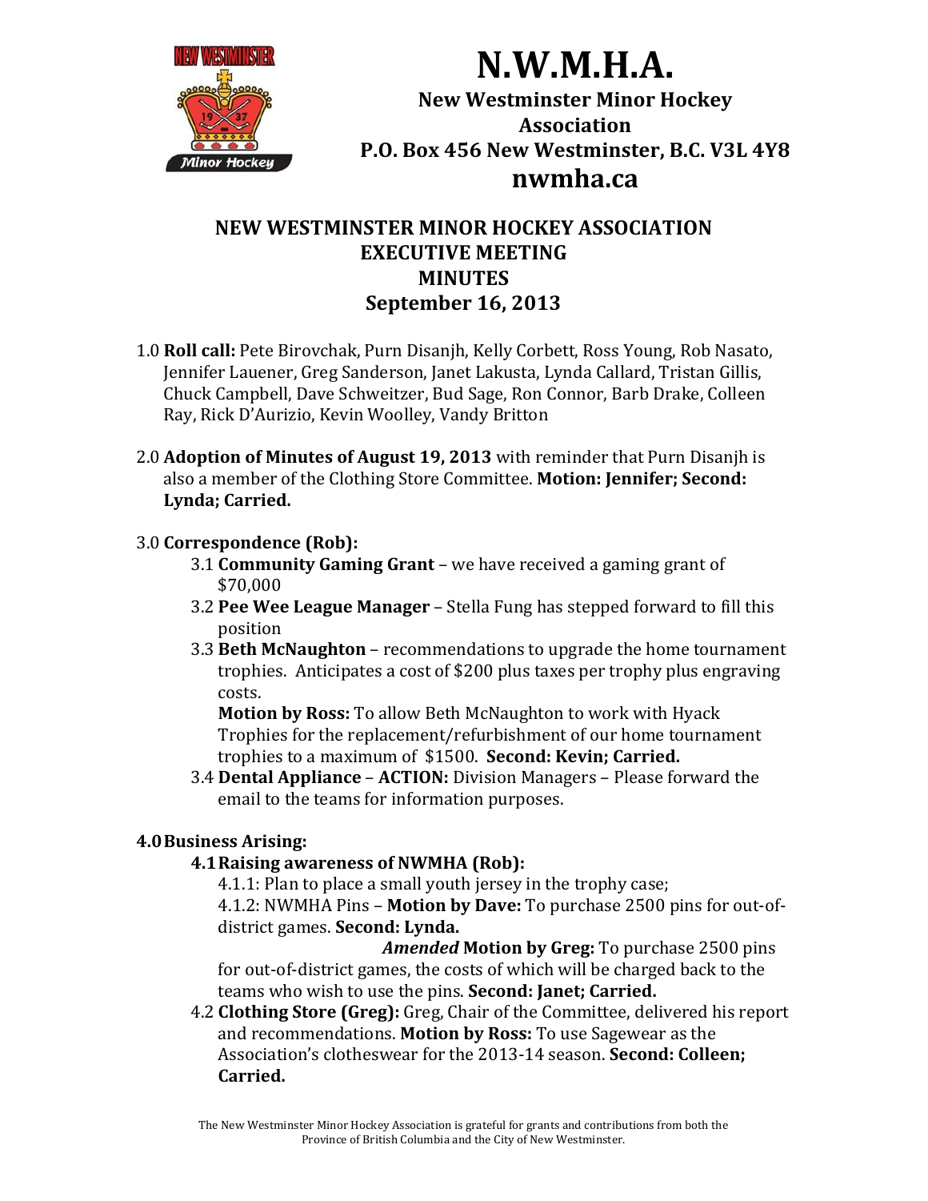# N.W.M.H.A.

**New Westminster Minor Hockey Association**
**P.O. Box 456 New Westminster, B.C. V3L 4Y8**
**nwmha.ca**

## NEW WESTMINSTER MINOR HOCKEY ASSOCIATION EXECUTIVE MEETING MINUTES September 16, 2013

1.0 **Roll call:** Pete Birovchak, Purn Disanjh, Kelly Corbett, Ross Young, Rob Nasato, Jennifer Lauener, Greg Sanderson, Janet Lakusta, Lynda Callard, Tristan Gillis, Chuck Campbell, Dave Schweitzer, Bud Sage, Ron Connor, Barb Drake, Colleen Ray, Rick D'Aurizio, Kevin Woolley, Vandy Britton

2.0 **Adoption of Minutes of August 19, 2013** with reminder that Purn Disanjh is also a member of the Clothing Store Committee. **Motion: Jennifer; Second: Lynda; Carried.**

3.0 **Correspondence (Rob):**

- 3.1 **Community Gaming Grant** – we have received a gaming grant of $70,000
- 3.2 **Pee Wee League Manager** – Stella Fung has stepped forward to fill this position
- 3.3 **Beth McNaughton** – recommendations to upgrade the home tournament trophies. Anticipates a cost of $200 plus taxes per trophy plus engraving costs.
  **Motion by Ross:** To allow Beth McNaughton to work with Hyack Trophies for the replacement/refurbishment of our home tournament trophies to a maximum of $1500. **Second: Kevin; Carried.**
- 3.4 **Dental Appliance** – **ACTION:** Division Managers – Please forward the email to the teams for information purposes.

**4.0 Business Arising:**

- **4.1 Raising awareness of NWMHA (Rob):**
  4.1.1: Plan to place a small youth jersey in the trophy case;
  4.1.2: NWMHA Pins – **Motion by Dave:** To purchase 2500 pins for out-of-district games. **Second: Lynda.**
  ***Amended* Motion by Greg:** To purchase 2500 pins for out-of-district games, the costs of which will be charged back to the teams who wish to use the pins. **Second: Janet; Carried.**
- 4.2 **Clothing Store (Greg):** Greg, Chair of the Committee, delivered his report and recommendations. **Motion by Ross:** To use Sagewear as the Association's clotheswear for the 2013-14 season. **Second: Colleen; Carried.**

The New Westminster Minor Hockey Association is grateful for grants and contributions from both the Province of British Columbia and the City of New Westminster.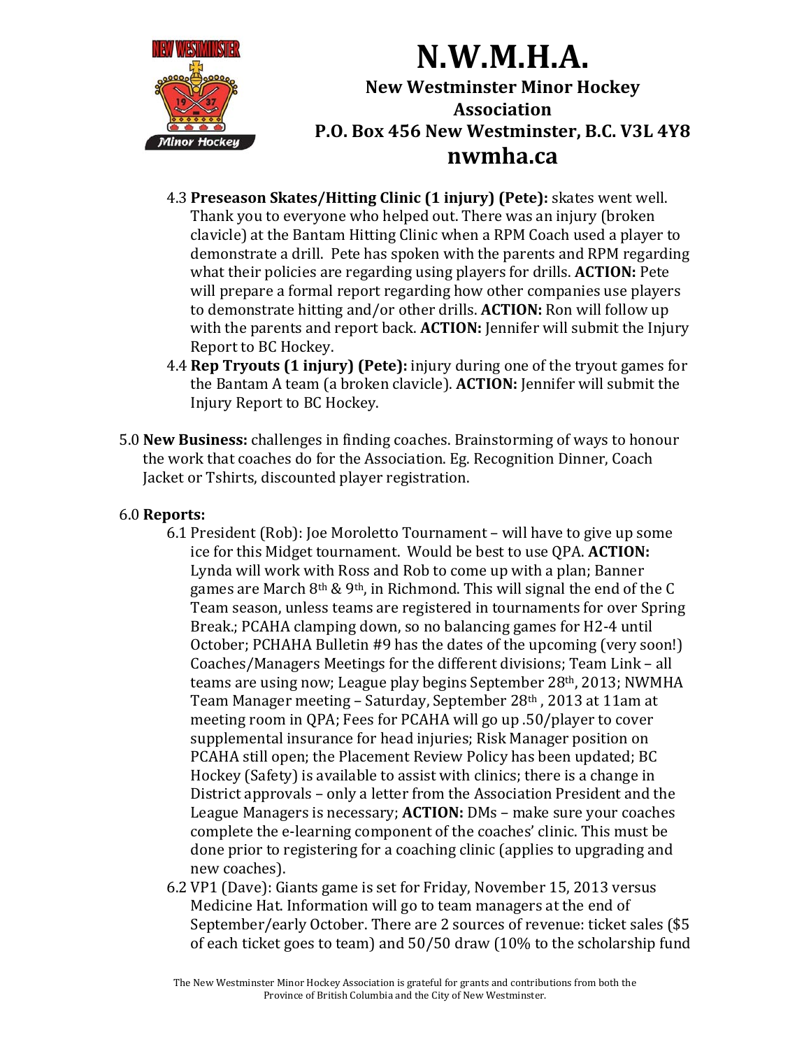4.3 **Preseason Skates/Hitting Clinic (1 injury) (Pete):** skates went well. Thank you to everyone who helped out. There was an injury (broken clavicle) at the Bantam Hitting Clinic when a RPM Coach used a player to demonstrate a drill. Pete has spoken with the parents and RPM regarding what their policies are regarding using players for drills. **ACTION:** Pete will prepare a formal report regarding how other companies use players to demonstrate hitting and/or other drills. **ACTION:** Ron will follow up with the parents and report back. **ACTION:** Jennifer will submit the Injury Report to BC Hockey.

4.4 **Rep Tryouts (1 injury) (Pete):** injury during one of the tryout games for the Bantam A team (a broken clavicle). **ACTION:** Jennifer will submit the Injury Report to BC Hockey.

5.0 **New Business:** challenges in finding coaches. Brainstorming of ways to honour the work that coaches do for the Association. Eg. Recognition Dinner, Coach Jacket or Tshirts, discounted player registration.

6.0 **Reports:**

6.1 President (Rob): Joe Moroletto Tournament – will have to give up some ice for this Midget tournament. Would be best to use QPA. **ACTION:** Lynda will work with Ross and Rob to come up with a plan; Banner games are March 8th & 9th, in Richmond. This will signal the end of the C Team season, unless teams are registered in tournaments for over Spring Break.; PCAHA clamping down, so no balancing games for H2-4 until October; PCHAHA Bulletin #9 has the dates of the upcoming (very soon!) Coaches/Managers Meetings for the different divisions; Team Link – all teams are using now; League play begins September 28th, 2013; NWMHA Team Manager meeting – Saturday, September 28th , 2013 at 11am at meeting room in QPA; Fees for PCAHA will go up .50/player to cover supplemental insurance for head injuries; Risk Manager position on PCAHA still open; the Placement Review Policy has been updated; BC Hockey (Safety) is available to assist with clinics; there is a change in District approvals – only a letter from the Association President and the League Managers is necessary; **ACTION:** DMs – make sure your coaches complete the e-learning component of the coaches' clinic. This must be done prior to registering for a coaching clinic (applies to upgrading and new coaches).

6.2 VP1 (Dave): Giants game is set for Friday, November 15, 2013 versus Medicine Hat. Information will go to team managers at the end of September/early October. There are 2 sources of revenue: ticket sales ($5 of each ticket goes to team) and 50/50 draw (10% to the scholarship fund

The New Westminster Minor Hockey Association is grateful for grants and contributions from both the Province of British Columbia and the City of New Westminster.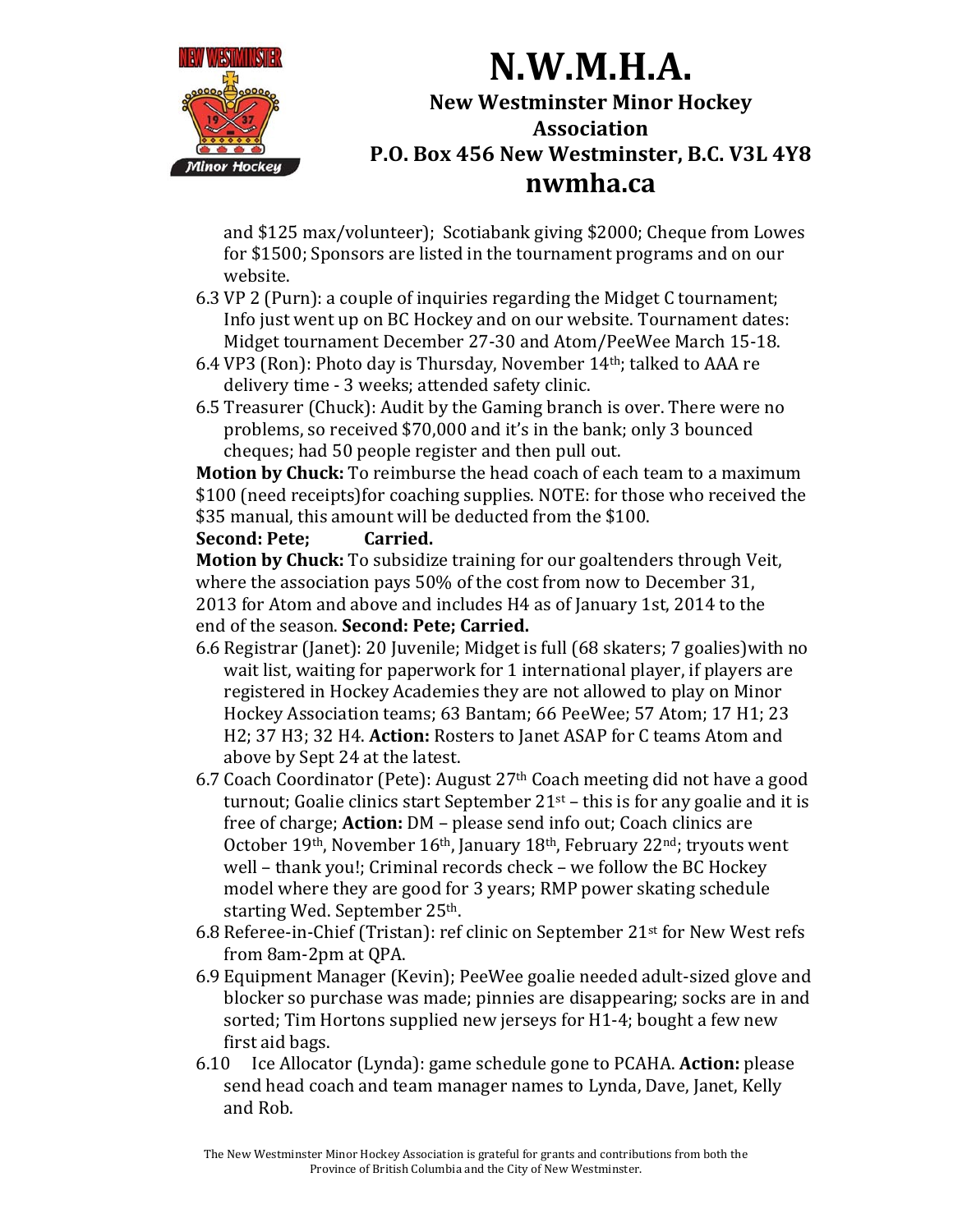and $125 max/volunteer); Scotiabank giving $2000; Cheque from Lowes for $1500; Sponsors are listed in the tournament programs and on our website.

6.3 VP 2 (Purn): a couple of inquiries regarding the Midget C tournament; Info just went up on BC Hockey and on our website. Tournament dates: Midget tournament December 27-30 and Atom/PeeWee March 15-18.

6.4 VP3 (Ron): Photo day is Thursday, November 14th; talked to AAA re delivery time - 3 weeks; attended safety clinic.

6.5 Treasurer (Chuck): Audit by the Gaming branch is over. There were no problems, so received $70,000 and it's in the bank; only 3 bounced cheques; had 50 people register and then pull out.

**Motion by Chuck:** To reimburse the head coach of each team to a maximum $100 (need receipts)for coaching supplies. NOTE: for those who received the $35 manual, this amount will be deducted from the $100.
**Second: Pete; Carried.**

**Motion by Chuck:** To subsidize training for our goaltenders through Veit, where the association pays 50% of the cost from now to December 31, 2013 for Atom and above and includes H4 as of January 1st, 2014 to the end of the season. **Second: Pete; Carried.**

6.6 Registrar (Janet): 20 Juvenile; Midget is full (68 skaters; 7 goalies)with no wait list, waiting for paperwork for 1 international player, if players are registered in Hockey Academies they are not allowed to play on Minor Hockey Association teams; 63 Bantam; 66 PeeWee; 57 Atom; 17 H1; 23 H2; 37 H3; 32 H4. **Action:** Rosters to Janet ASAP for C teams Atom and above by Sept 24 at the latest.

6.7 Coach Coordinator (Pete): August 27th Coach meeting did not have a good turnout; Goalie clinics start September 21st – this is for any goalie and it is free of charge; **Action:** DM – please send info out; Coach clinics are October 19th, November 16th, January 18th, February 22nd; tryouts went well – thank you!; Criminal records check – we follow the BC Hockey model where they are good for 3 years; RMP power skating schedule starting Wed. September 25th.

6.8 Referee-in-Chief (Tristan): ref clinic on September 21st for New West refs from 8am-2pm at QPA.

6.9 Equipment Manager (Kevin); PeeWee goalie needed adult-sized glove and blocker so purchase was made; pinnies are disappearing; socks are in and sorted; Tim Hortons supplied new jerseys for H1-4; bought a few new first aid bags.

6.10 Ice Allocator (Lynda): game schedule gone to PCAHA. **Action:** please send head coach and team manager names to Lynda, Dave, Janet, Kelly and Rob.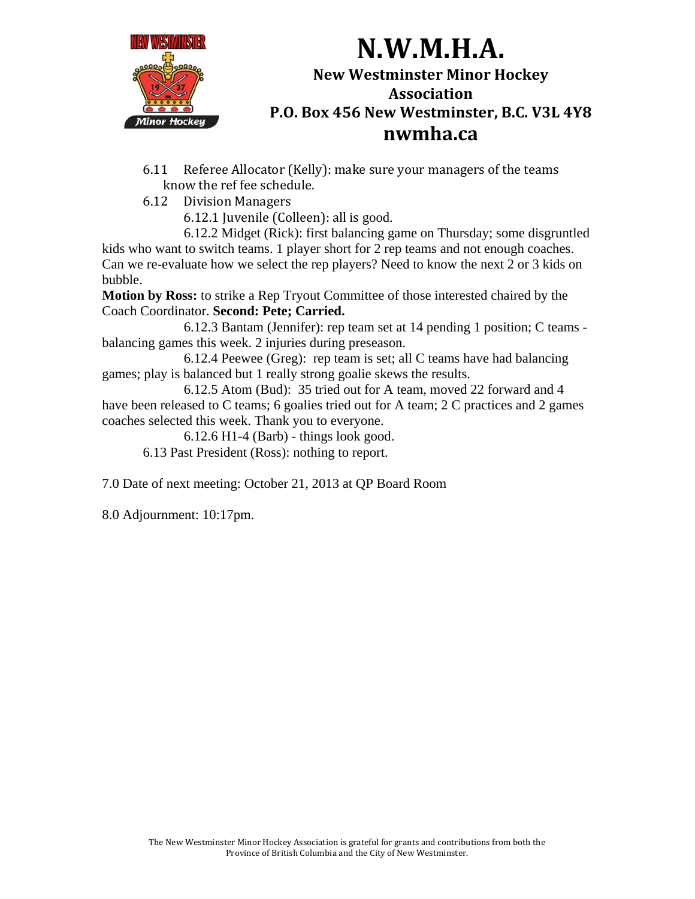# N.W.M.H.A.

**New Westminster Minor Hockey Association**
**P.O. Box 456 New Westminster, B.C. V3L 4Y8**
**nwmha.ca**

6.11 Referee Allocator (Kelly): make sure your managers of the teams know the ref fee schedule.

6.12 Division Managers

6.12.1 Juvenile (Colleen): all is good.

6.12.2 Midget (Rick): first balancing game on Thursday; some disgruntled kids who want to switch teams. 1 player short for 2 rep teams and not enough coaches. Can we re-evaluate how we select the rep players? Need to know the next 2 or 3 kids on bubble.

**Motion by Ross:** to strike a Rep Tryout Committee of those interested chaired by the Coach Coordinator. **Second: Pete; Carried.**

6.12.3 Bantam (Jennifer): rep team set at 14 pending 1 position; C teams - balancing games this week. 2 injuries during preseason.

6.12.4 Peewee (Greg): rep team is set; all C teams have had balancing games; play is balanced but 1 really strong goalie skews the results.

6.12.5 Atom (Bud): 35 tried out for A team, moved 22 forward and 4 have been released to C teams; 6 goalies tried out for A team; 2 C practices and 2 games coaches selected this week. Thank you to everyone.

6.12.6 H1-4 (Barb) - things look good.

6.13 Past President (Ross): nothing to report.

7.0 Date of next meeting: October 21, 2013 at QP Board Room

8.0 Adjournment: 10:17pm.

The New Westminster Minor Hockey Association is grateful for grants and contributions from both the Province of British Columbia and the City of New Westminster.